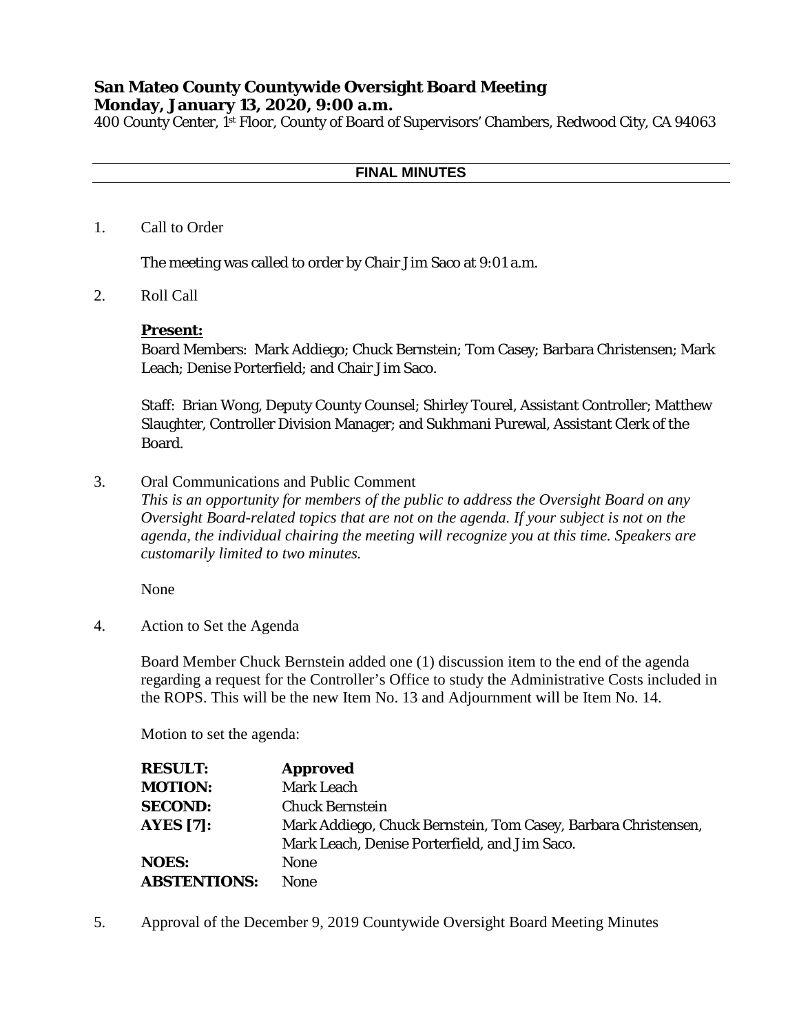**San Mateo County Countywide Oversight Board Meeting**
**Monday, January 13, 2020, 9:00 a.m.**
400 County Center, 1st Floor, County of Board of Supervisors' Chambers, Redwood City, CA 94063

---

**FINAL MINUTES**

---

1. Call to Order

   The meeting was called to order by Chair Jim Saco at 9:01 a.m.

2. Roll Call

   **Present:**
   Board Members: Mark Addiego; Chuck Bernstein; Tom Casey; Barbara Christensen; Mark Leach; Denise Porterfield; and Chair Jim Saco.

   Staff: Brian Wong, Deputy County Counsel; Shirley Tourel, Assistant Controller; Matthew Slaughter, Controller Division Manager; and Sukhmani Purewal, Assistant Clerk of the Board.

3. Oral Communications and Public Comment
   *This is an opportunity for members of the public to address the Oversight Board on any Oversight Board-related topics that are not on the agenda. If your subject is not on the agenda, the individual chairing the meeting will recognize you at this time. Speakers are customarily limited to two minutes.*

   None

4. Action to Set the Agenda

   Board Member Chuck Bernstein added one (1) discussion item to the end of the agenda regarding a request for the Controller's Office to study the Administrative Costs included in the ROPS. This will be the new Item No. 13 and Adjournment will be Item No. 14.

   Motion to set the agenda:

| | |
|---|---|
| **RESULT:** | **Approved** |
| **MOTION:** | Mark Leach |
| **SECOND:** | Chuck Bernstein |
| **AYES [7]:** | Mark Addiego, Chuck Bernstein, Tom Casey, Barbara Christensen, Mark Leach, Denise Porterfield, and Jim Saco. |
| **NOES:** | None |
| **ABSTENTIONS:** | None |

5. Approval of the December 9, 2019 Countywide Oversight Board Meeting Minutes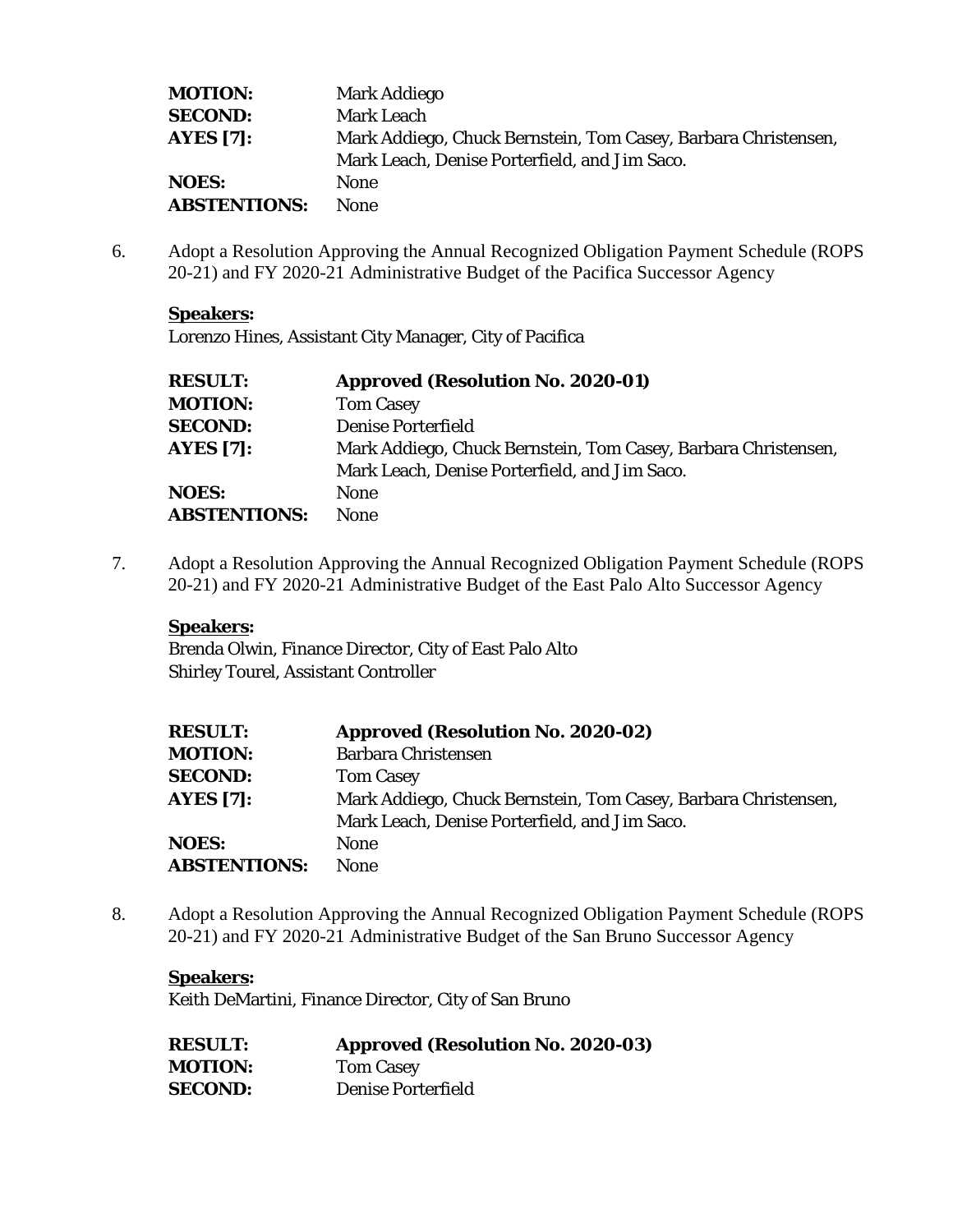| | |
|---|---|
| **MOTION:** | Mark Addiego |
| **SECOND:** | Mark Leach |
| **AYES [7]:** | Mark Addiego, Chuck Bernstein, Tom Casey, Barbara Christensen, Mark Leach, Denise Porterfield, and Jim Saco. |
| **NOES:** | None |
| **ABSTENTIONS:** | None |

6. Adopt a Resolution Approving the Annual Recognized Obligation Payment Schedule (ROPS 20-21) and FY 2020-21 Administrative Budget of the Pacifica Successor Agency

**Speakers:**
Lorenzo Hines, Assistant City Manager, City of Pacifica

| | |
|---|---|
| **RESULT:** | **Approved (Resolution No. 2020-01)** |
| **MOTION:** | Tom Casey |
| **SECOND:** | Denise Porterfield |
| **AYES [7]:** | Mark Addiego, Chuck Bernstein, Tom Casey, Barbara Christensen, Mark Leach, Denise Porterfield, and Jim Saco. |
| **NOES:** | None |
| **ABSTENTIONS:** | None |

7. Adopt a Resolution Approving the Annual Recognized Obligation Payment Schedule (ROPS 20-21) and FY 2020-21 Administrative Budget of the East Palo Alto Successor Agency

**Speakers:**
Brenda Olwin, Finance Director, City of East Palo Alto
Shirley Tourel, Assistant Controller

| | |
|---|---|
| **RESULT:** | **Approved (Resolution No. 2020-02)** |
| **MOTION:** | Barbara Christensen |
| **SECOND:** | Tom Casey |
| **AYES [7]:** | Mark Addiego, Chuck Bernstein, Tom Casey, Barbara Christensen, Mark Leach, Denise Porterfield, and Jim Saco. |
| **NOES:** | None |
| **ABSTENTIONS:** | None |

8. Adopt a Resolution Approving the Annual Recognized Obligation Payment Schedule (ROPS 20-21) and FY 2020-21 Administrative Budget of the San Bruno Successor Agency

**Speakers:**
Keith DeMartini, Finance Director, City of San Bruno

| | |
|---|---|
| **RESULT:** | **Approved (Resolution No. 2020-03)** |
| **MOTION:** | Tom Casey |
| **SECOND:** | Denise Porterfield |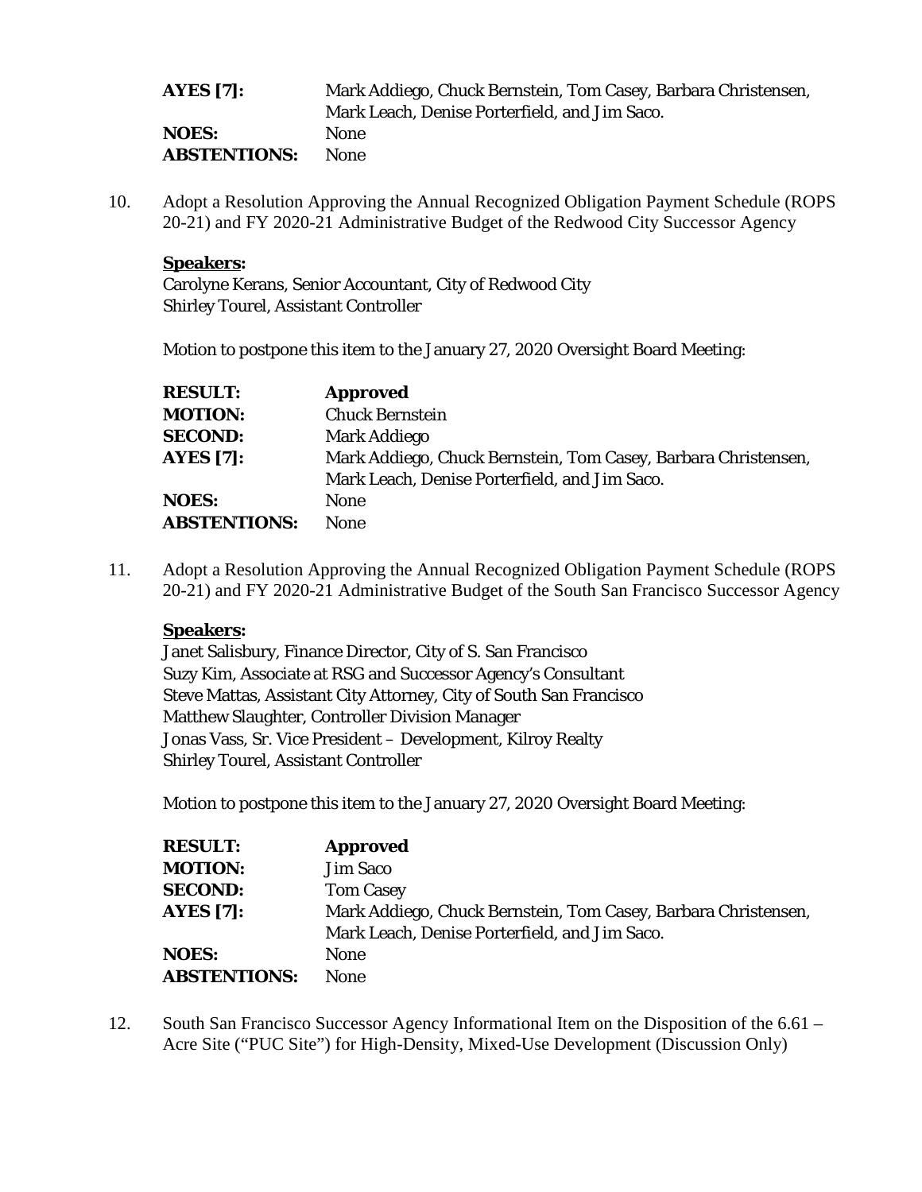| | |
|---|---|
| **AYES [7]:** | Mark Addiego, Chuck Bernstein, Tom Casey, Barbara Christensen, Mark Leach, Denise Porterfield, and Jim Saco. |
| **NOES:** | None |
| **ABSTENTIONS:** | None |

10. Adopt a Resolution Approving the Annual Recognized Obligation Payment Schedule (ROPS 20-21) and FY 2020-21 Administrative Budget of the Redwood City Successor Agency

    **Speakers:**
    Carolyne Kerans, Senior Accountant, City of Redwood City
    Shirley Tourel, Assistant Controller

    Motion to postpone this item to the January 27, 2020 Oversight Board Meeting:

| | |
|---|---|
| **RESULT:** | **Approved** |
| **MOTION:** | Chuck Bernstein |
| **SECOND:** | Mark Addiego |
| **AYES [7]:** | Mark Addiego, Chuck Bernstein, Tom Casey, Barbara Christensen, Mark Leach, Denise Porterfield, and Jim Saco. |
| **NOES:** | None |
| **ABSTENTIONS:** | None |

11. Adopt a Resolution Approving the Annual Recognized Obligation Payment Schedule (ROPS 20-21) and FY 2020-21 Administrative Budget of the South San Francisco Successor Agency

    **Speakers:**
    Janet Salisbury, Finance Director, City of S. San Francisco
    Suzy Kim, Associate at RSG and Successor Agency's Consultant
    Steve Mattas, Assistant City Attorney, City of South San Francisco
    Matthew Slaughter, Controller Division Manager
    Jonas Vass, Sr. Vice President – Development, Kilroy Realty
    Shirley Tourel, Assistant Controller

    Motion to postpone this item to the January 27, 2020 Oversight Board Meeting:

| | |
|---|---|
| **RESULT:** | **Approved** |
| **MOTION:** | Jim Saco |
| **SECOND:** | Tom Casey |
| **AYES [7]:** | Mark Addiego, Chuck Bernstein, Tom Casey, Barbara Christensen, Mark Leach, Denise Porterfield, and Jim Saco. |
| **NOES:** | None |
| **ABSTENTIONS:** | None |

12. South San Francisco Successor Agency Informational Item on the Disposition of the 6.61 – Acre Site ("PUC Site") for High-Density, Mixed-Use Development (Discussion Only)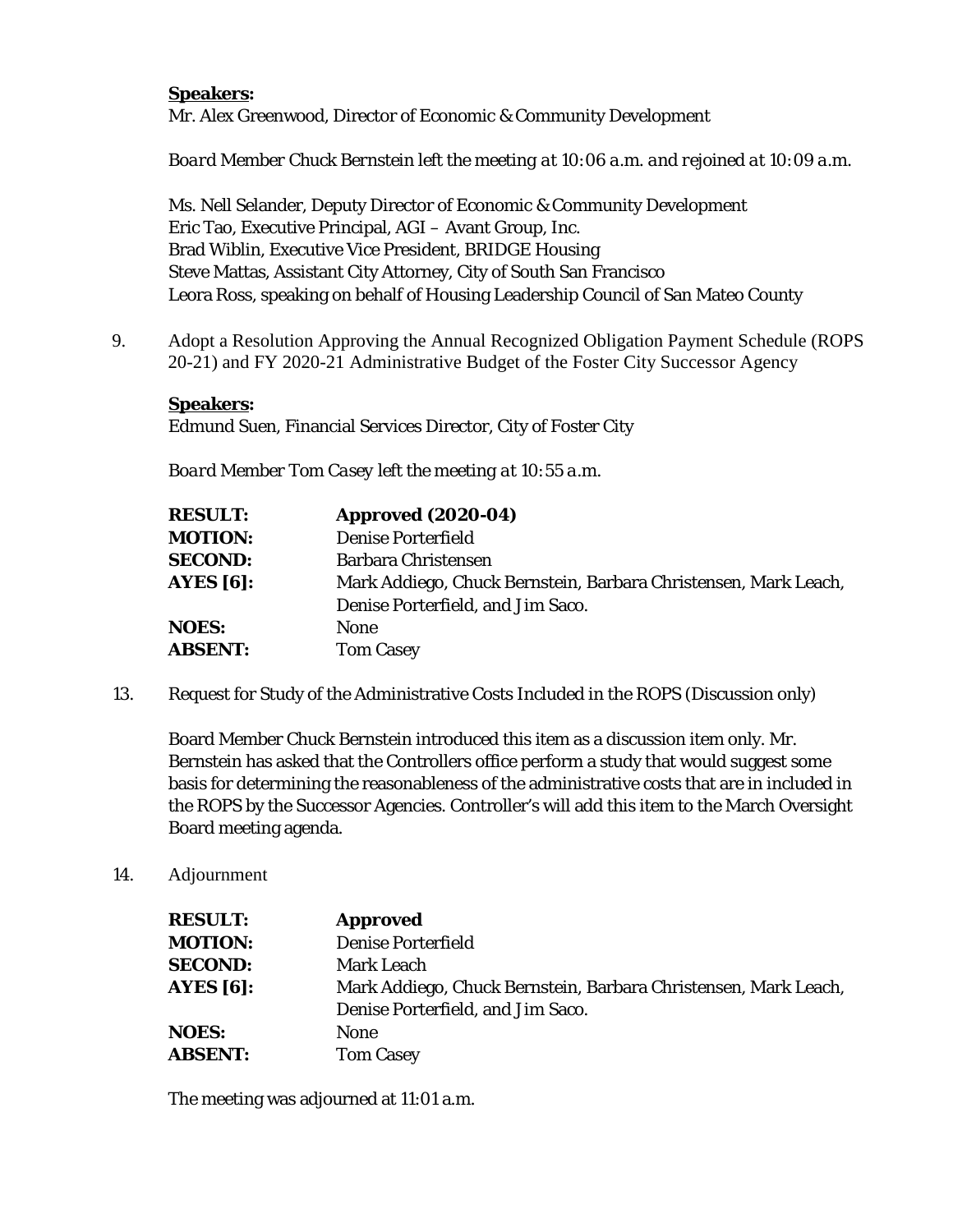**Speakers:**
Mr. Alex Greenwood, Director of Economic & Community Development

*Board Member Chuck Bernstein left the meeting at 10:06 a.m. and rejoined at 10:09 a.m.*

Ms. Nell Selander, Deputy Director of Economic & Community Development
Eric Tao, Executive Principal, AGI – Avant Group, Inc.
Brad Wiblin, Executive Vice President, BRIDGE Housing
Steve Mattas, Assistant City Attorney, City of South San Francisco
Leora Ross, speaking on behalf of Housing Leadership Council of San Mateo County

9. Adopt a Resolution Approving the Annual Recognized Obligation Payment Schedule (ROPS 20-21) and FY 2020-21 Administrative Budget of the Foster City Successor Agency

**Speakers:**
Edmund Suen, Financial Services Director, City of Foster City

*Board Member Tom Casey left the meeting at 10:55 a.m.*

| | |
|---|---|
| **RESULT:** | **Approved (2020-04)** |
| **MOTION:** | Denise Porterfield |
| **SECOND:** | Barbara Christensen |
| **AYES [6]:** | Mark Addiego, Chuck Bernstein, Barbara Christensen, Mark Leach, Denise Porterfield, and Jim Saco. |
| **NOES:** | None |
| **ABSENT:** | Tom Casey |

13. Request for Study of the Administrative Costs Included in the ROPS (Discussion only)

Board Member Chuck Bernstein introduced this item as a discussion item only. Mr. Bernstein has asked that the Controllers office perform a study that would suggest some basis for determining the reasonableness of the administrative costs that are in included in the ROPS by the Successor Agencies. Controller's will add this item to the March Oversight Board meeting agenda.

14. Adjournment

| | |
|---|---|
| **RESULT:** | **Approved** |
| **MOTION:** | Denise Porterfield |
| **SECOND:** | Mark Leach |
| **AYES [6]:** | Mark Addiego, Chuck Bernstein, Barbara Christensen, Mark Leach, Denise Porterfield, and Jim Saco. |
| **NOES:** | None |
| **ABSENT:** | Tom Casey |

The meeting was adjourned at 11:01 a.m.